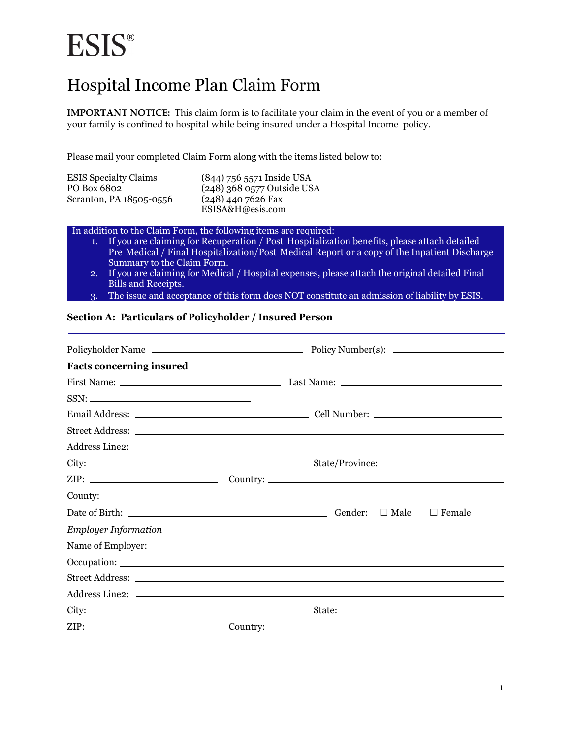# ESIS®

# Hospital Income Plan Claim Form

**IMPORTANT NOTICE:** This claim form is to facilitate your claim in the event of you or a member of your family is confined to hospital while being insured under a Hospital Income policy.

Please mail your completed Claim Form along with the items listed below to:

ESIS Specialty Claims
PO Box 6802
Scranton, PA 18505-0556

(844) 756 5571 Inside USA
(248) 368 0577 Outside USA
(248) 440 7626 Fax
ESISA&H@esis.com

In addition to the Claim Form, the following items are required:

1. If you are claiming for Recuperation / Post Hospitalization benefits, please attach detailed Pre Medical / Final Hospitalization/Post Medical Report or a copy of the Inpatient Discharge Summary to the Claim Form.
2. If you are claiming for Medical / Hospital expenses, please attach the original detailed Final Bills and Receipts.
3. The issue and acceptance of this form does NOT constitute an admission of liability by ESIS.

**Section A: Particulars of Policyholder / Insured Person**

Policyholder Name ______________________ Policy Number(s): ______________________

**Facts concerning insured**

First Name: ______________________ Last Name: ______________________

SSN: ______________________

Email Address: ______________________ Cell Number: ______________________

Street Address: ______________________

Address Line2: ______________________

City: ______________________ State/Province: ______________________

ZIP: ______________________ Country: ______________________

County: ______________________

Date of Birth: ______________________ Gender: ☐ Male ☐ Female

*Employer Information*

Name of Employer: ______________________

Occupation: ______________________

Street Address: ______________________

Address Line2: ______________________

City: ______________________ State: ______________________

ZIP: ______________________ Country: ______________________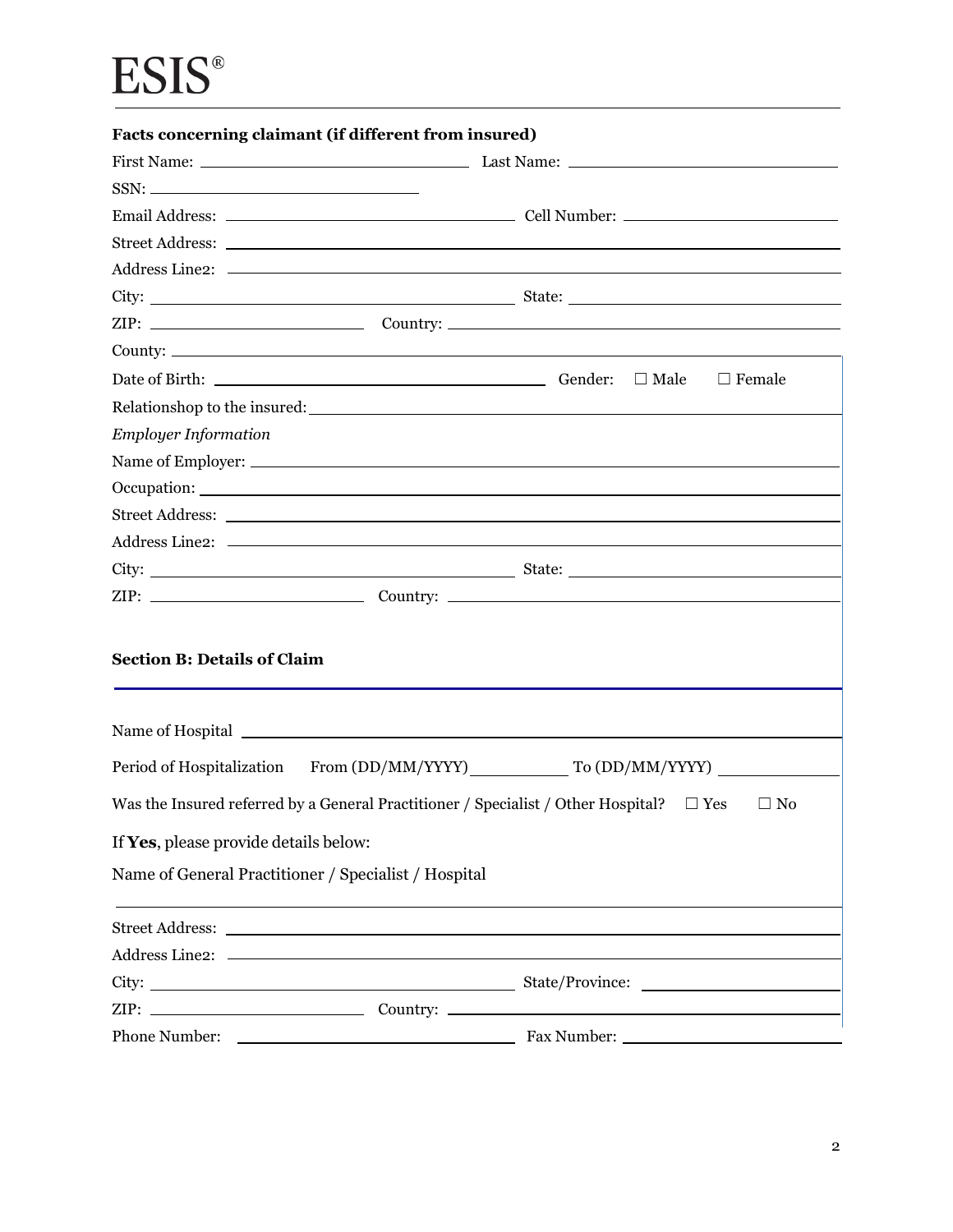ESIS®

**Facts concerning claimant (if different from insured)**

First Name: \_\_\_\_\_\_\_\_\_\_\_\_\_\_\_\_\_\_\_\_ Last Name: \_\_\_\_\_\_\_\_\_\_\_\_\_\_\_\_\_\_\_\_

SSN: \_\_\_\_\_\_\_\_\_\_\_\_\_\_\_\_\_\_\_\_

Email Address: \_\_\_\_\_\_\_\_\_\_\_\_\_\_\_\_\_\_\_\_ Cell Number: \_\_\_\_\_\_\_\_\_\_\_\_\_\_\_\_\_\_\_\_

Street Address: \_\_\_\_\_\_\_\_\_\_\_\_\_\_\_\_\_\_\_\_

Address Line2: \_\_\_\_\_\_\_\_\_\_\_\_\_\_\_\_\_\_\_\_

City: \_\_\_\_\_\_\_\_\_\_\_\_\_\_\_\_\_\_\_\_ State: \_\_\_\_\_\_\_\_\_\_\_\_\_\_\_\_\_\_\_\_

ZIP: \_\_\_\_\_\_\_\_\_\_\_\_\_\_\_\_\_\_\_\_ Country: \_\_\_\_\_\_\_\_\_\_\_\_\_\_\_\_\_\_\_\_

County: \_\_\_\_\_\_\_\_\_\_\_\_\_\_\_\_\_\_\_\_

Date of Birth: \_\_\_\_\_\_\_\_\_\_\_\_\_\_\_\_\_\_\_\_ Gender: ☐ Male ☐ Female

Relationshop to the insured: \_\_\_\_\_\_\_\_\_\_\_\_\_\_\_\_\_\_\_\_

*Employer Information*

Name of Employer: \_\_\_\_\_\_\_\_\_\_\_\_\_\_\_\_\_\_\_\_

Occupation: \_\_\_\_\_\_\_\_\_\_\_\_\_\_\_\_\_\_\_\_

Street Address: \_\_\_\_\_\_\_\_\_\_\_\_\_\_\_\_\_\_\_\_

Address Line2: \_\_\_\_\_\_\_\_\_\_\_\_\_\_\_\_\_\_\_\_

City: \_\_\_\_\_\_\_\_\_\_\_\_\_\_\_\_\_\_\_\_ State: \_\_\_\_\_\_\_\_\_\_\_\_\_\_\_\_\_\_\_\_

ZIP: \_\_\_\_\_\_\_\_\_\_\_\_\_\_\_\_\_\_\_\_ Country: \_\_\_\_\_\_\_\_\_\_\_\_\_\_\_\_\_\_\_\_

## Section B: Details of Claim

Name of Hospital \_\_\_\_\_\_\_\_\_\_\_\_\_\_\_\_\_\_\_\_

Period of Hospitalization From (DD/MM/YYYY) \_\_\_\_\_\_\_\_\_\_ To (DD/MM/YYYY) \_\_\_\_\_\_\_\_\_\_

Was the Insured referred by a General Practitioner / Specialist / Other Hospital? ☐ Yes ☐ No

If **Yes**, please provide details below:

Name of General Practitioner / Specialist / Hospital

\_\_\_\_\_\_\_\_\_\_\_\_\_\_\_\_\_\_\_\_

Street Address: \_\_\_\_\_\_\_\_\_\_\_\_\_\_\_\_\_\_\_\_

Address Line2: \_\_\_\_\_\_\_\_\_\_\_\_\_\_\_\_\_\_\_\_

City: \_\_\_\_\_\_\_\_\_\_\_\_\_\_\_\_\_\_\_\_ State/Province: \_\_\_\_\_\_\_\_\_\_\_\_\_\_\_\_\_\_\_\_

ZIP: \_\_\_\_\_\_\_\_\_\_\_\_\_\_\_\_\_\_\_\_ Country: \_\_\_\_\_\_\_\_\_\_\_\_\_\_\_\_\_\_\_\_

Phone Number: \_\_\_\_\_\_\_\_\_\_\_\_\_\_\_\_\_\_\_\_ Fax Number: \_\_\_\_\_\_\_\_\_\_\_\_\_\_\_\_\_\_\_\_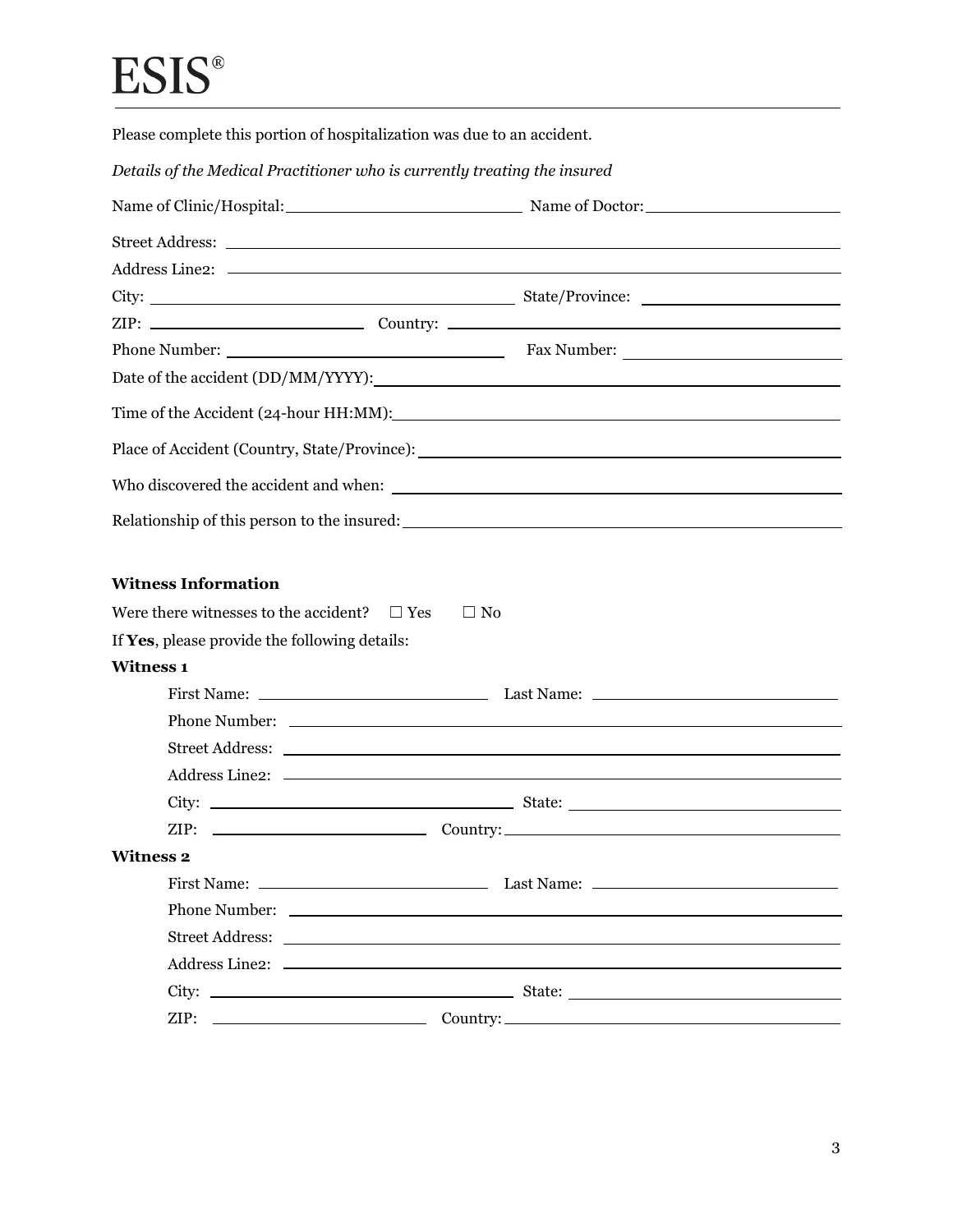# ESIS®

Please complete this portion of hospitalization was due to an accident.

*Details of the Medical Practitioner who is currently treating the insured*

Name of Clinic/Hospital: ____________________ Name of Doctor: ____________________

Street Address: ________________________________________

Address Line2: ________________________________________

City: ____________________ State/Province: ____________________

ZIP: ____________________ Country: ____________________

Phone Number: ____________________ Fax Number: ____________________

Date of the accident (DD/MM/YYYY): ________________________________________

Time of the Accident (24-hour HH:MM): ________________________________________

Place of Accident (Country, State/Province): ________________________________________

Who discovered the accident and when: ________________________________________

Relationship of this person to the insured: ________________________________________

**Witness Information**

Were there witnesses to the accident? ☐ Yes ☐ No

If **Yes**, please provide the following details:

**Witness 1**

First Name: ____________________ Last Name: ____________________

Phone Number: ________________________________________

Street Address: ________________________________________

Address Line2: ________________________________________

City: ____________________ State: ____________________

ZIP: ____________________ Country: ____________________

**Witness 2**

First Name: ____________________ Last Name: ____________________

Phone Number: ________________________________________

Street Address: ________________________________________

Address Line2: ________________________________________

City: ____________________ State: ____________________

ZIP: ____________________ Country: ____________________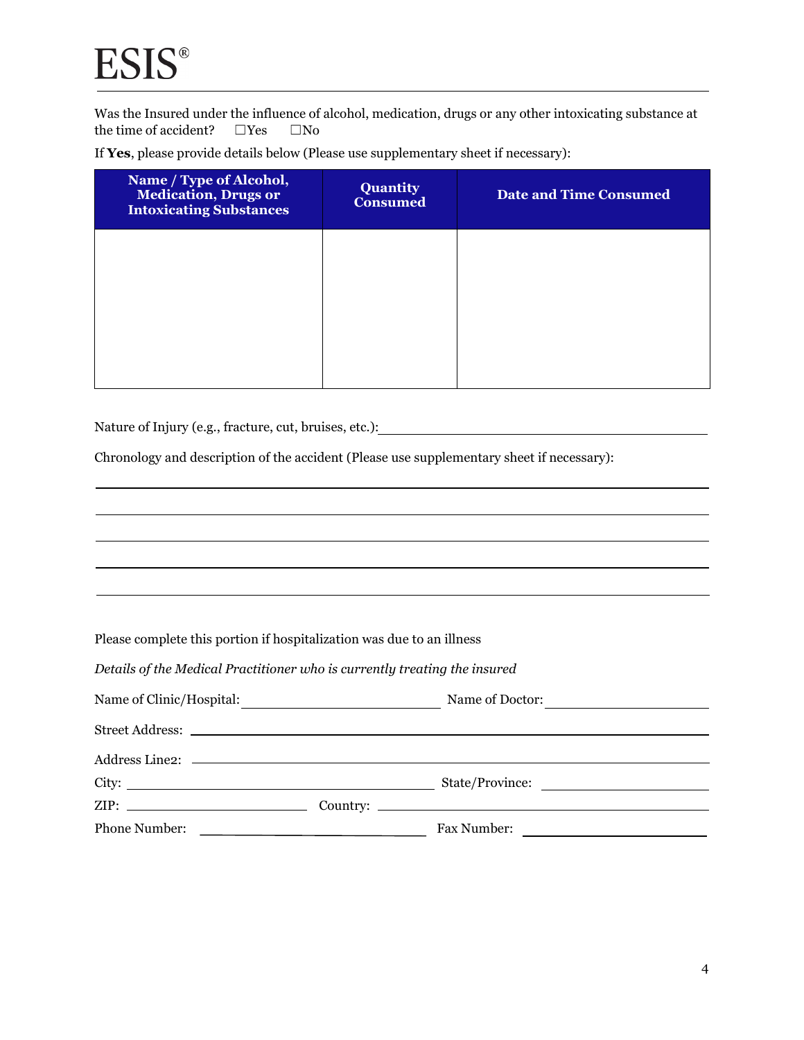ESIS®

Was the Insured under the influence of alcohol, medication, drugs or any other intoxicating substance at the time of accident? ☐Yes ☐No

If **Yes**, please provide details below (Please use supplementary sheet if necessary):

| Name / Type of Alcohol, Medication, Drugs or Intoxicating Substances | Quantity Consumed | Date and Time Consumed |
|---|---|---|
| | | |

Nature of Injury (e.g., fracture, cut, bruises, etc.): ______________________________

Chronology and description of the accident (Please use supplementary sheet if necessary):

______________________________

______________________________

______________________________

______________________________

______________________________

Please complete this portion if hospitalization was due to an illness

*Details of the Medical Practitioner who is currently treating the insured*

Name of Clinic/Hospital: ______________________________ Name of Doctor: ______________________________

Street Address: ______________________________

Address Line2: ______________________________

City: ______________________________ State/Province: ______________________________

ZIP: ______________________________ Country: ______________________________

Phone Number: ______________________________ Fax Number: ______________________________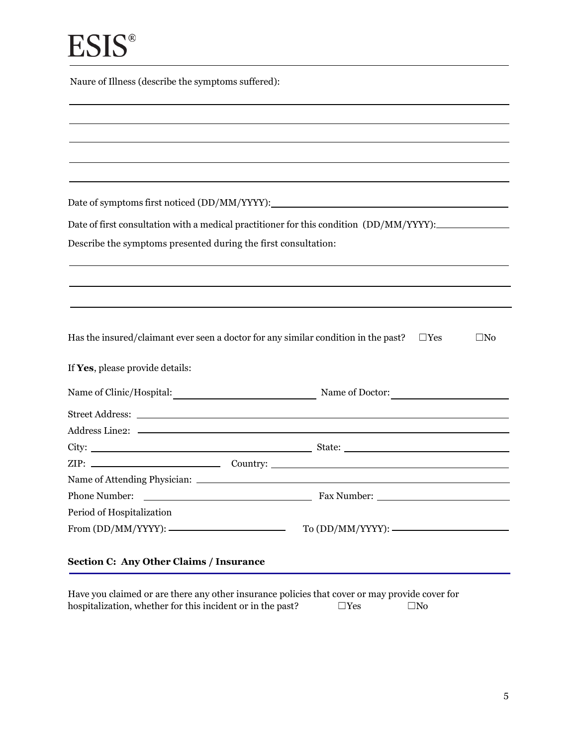ESIS®

Naure of Illness (describe the symptoms suffered):

_______________________________________________

_______________________________________________

_______________________________________________

_______________________________________________

_______________________________________________

Date of symptoms first noticed (DD/MM/YYYY): ____________________

Date of first consultation with a medical practitioner for this condition (DD/MM/YYYY): ____________

Describe the symptoms presented during the first consultation:

_______________________________________________

_______________________________________________

_______________________________________________

Has the insured/claimant ever seen a doctor for any similar condition in the past? ☐Yes ☐No

If **Yes**, please provide details:

Name of Clinic/Hospital: ____________________ Name of Doctor: ____________________

Street Address: ____________________

Address Line2: ____________________

City: ____________________ State: ____________________

ZIP: ____________________ Country: ____________________

Name of Attending Physician: ____________________

Phone Number: ____________________ Fax Number: ____________________

Period of Hospitalization

From (DD/MM/YYYY): ____________________ To (DD/MM/YYYY): ____________________

**Section C: Any Other Claims / Insurance**

Have you claimed or are there any other insurance policies that cover or may provide cover for hospitalization, whether for this incident or in the past? ☐Yes ☐No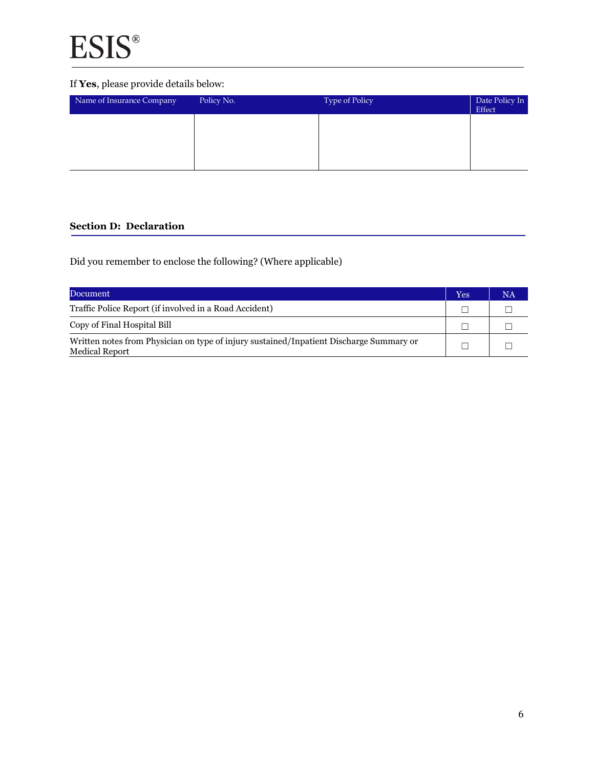ESIS®

If **Yes**, please provide details below:

| Name of Insurance Company | Policy No. | Type of Policy | Date Policy In Effect |
|---|---|---|---|
| | | | |

## Section D: Declaration

Did you remember to enclose the following? (Where applicable)

| Document | Yes | NA |
|---|---|---|
| Traffic Police Report (if involved in a Road Accident) | ☐ | ☐ |
| Copy of Final Hospital Bill | ☐ | ☐ |
| Written notes from Physician on type of injury sustained/Inpatient Discharge Summary or Medical Report | ☐ | ☐ |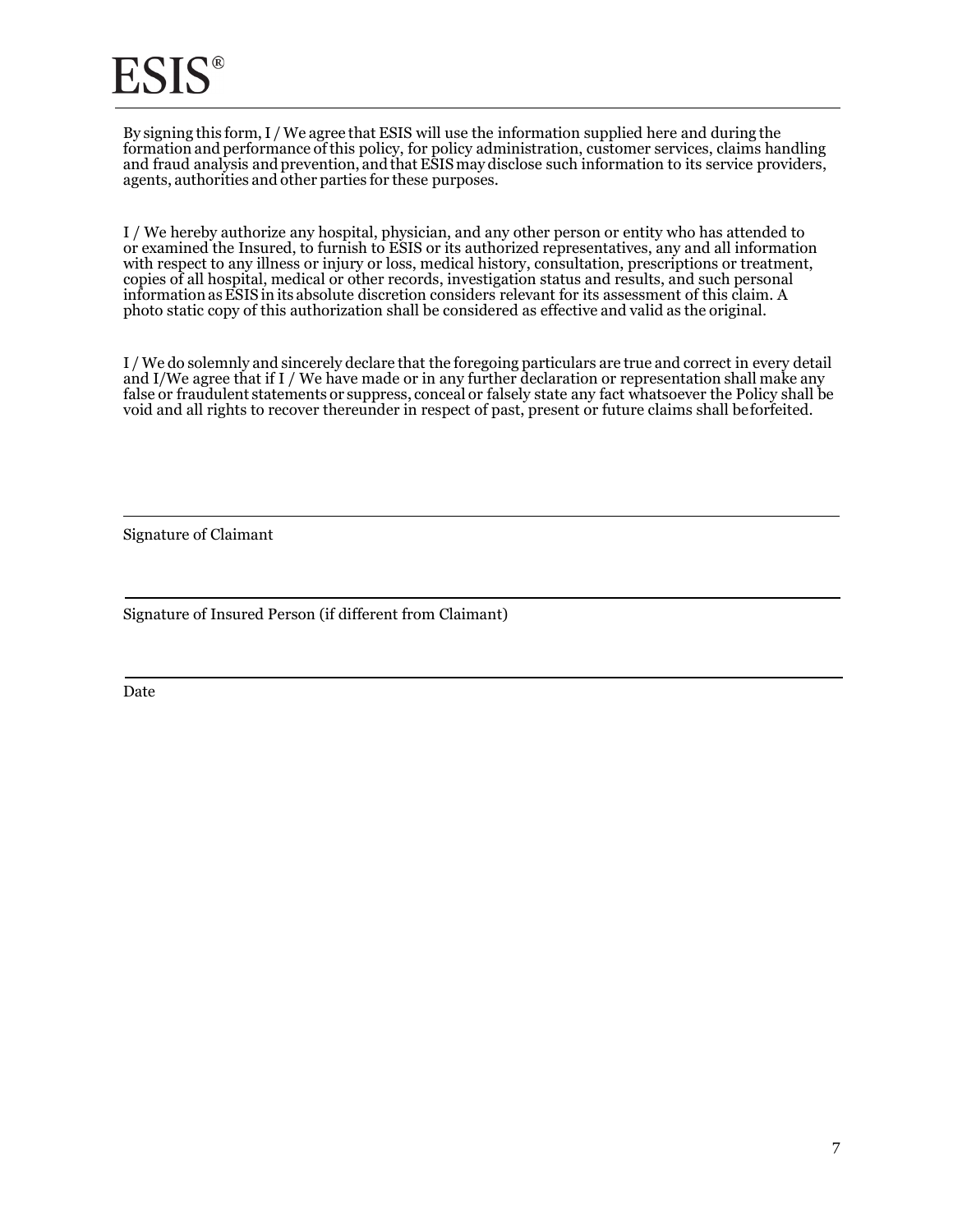# ESIS®

By signing this form, I / We agree that ESIS will use the information supplied here and during the formation and performance of this policy, for policy administration, customer services, claims handling and fraud analysis and prevention, and that ESIS may disclose such information to its service providers, agents, authorities and other parties for these purposes.

I / We hereby authorize any hospital, physician, and any other person or entity who has attended to or examined the Insured, to furnish to ESIS or its authorized representatives, any and all information with respect to any illness or injury or loss, medical history, consultation, prescriptions or treatment, copies of all hospital, medical or other records, investigation status and results, and such personal information as ESIS in its absolute discretion considers relevant for its assessment of this claim. A photo static copy of this authorization shall be considered as effective and valid as the original.

I / We do solemnly and sincerely declare that the foregoing particulars are true and correct in every detail and I/We agree that if I / We have made or in any further declaration or representation shall make any false or fraudulent statements or suppress, conceal or falsely state any fact whatsoever the Policy shall be void and all rights to recover thereunder in respect of past, present or future claims shall beforfeited.

---

Signature of Claimant

---

Signature of Insured Person (if different from Claimant)

---

Date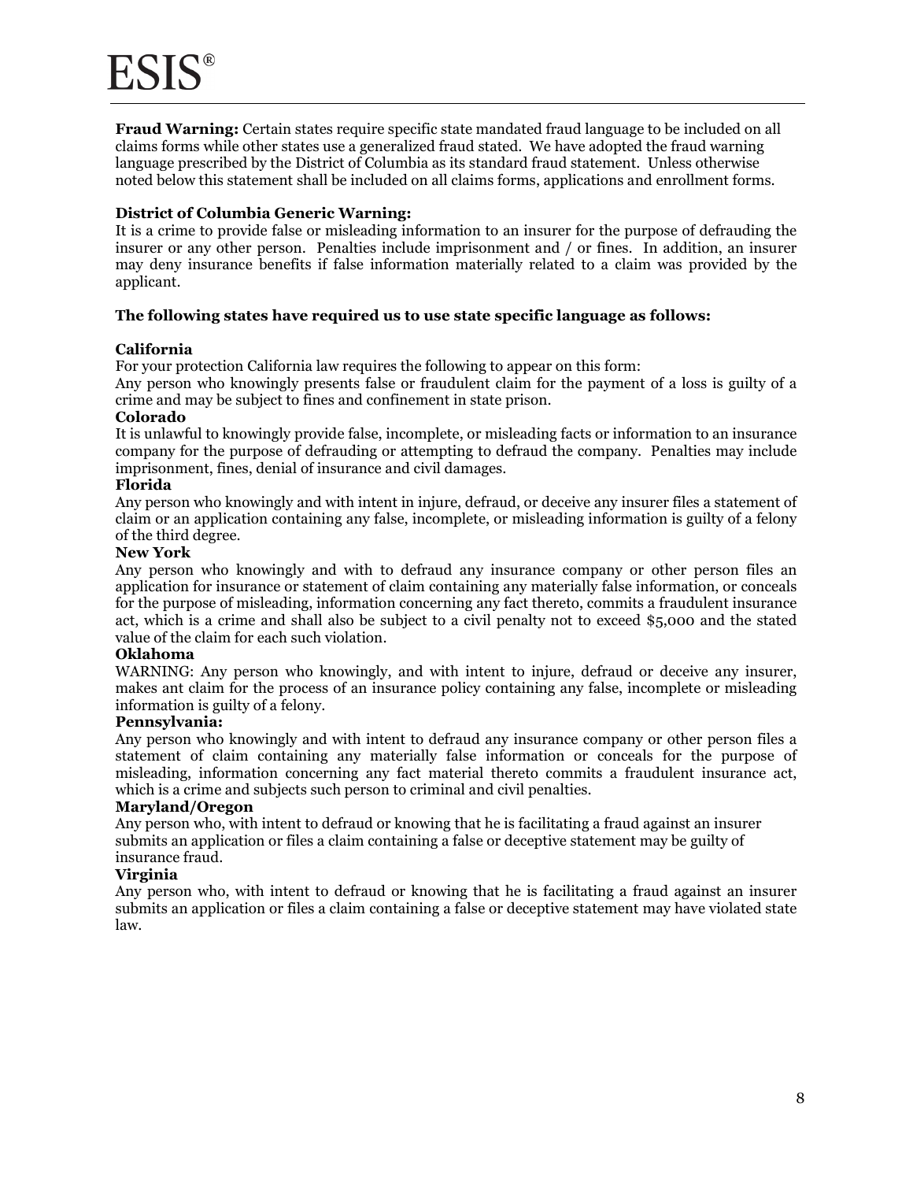# ESIS®

**Fraud Warning:** Certain states require specific state mandated fraud language to be included on all claims forms while other states use a generalized fraud stated. We have adopted the fraud warning language prescribed by the District of Columbia as its standard fraud statement. Unless otherwise noted below this statement shall be included on all claims forms, applications and enrollment forms.

**District of Columbia Generic Warning:**
It is a crime to provide false or misleading information to an insurer for the purpose of defrauding the insurer or any other person. Penalties include imprisonment and / or fines. In addition, an insurer may deny insurance benefits if false information materially related to a claim was provided by the applicant.

**The following states have required us to use state specific language as follows:**

**California**
For your protection California law requires the following to appear on this form:
Any person who knowingly presents false or fraudulent claim for the payment of a loss is guilty of a crime and may be subject to fines and confinement in state prison.

**Colorado**
It is unlawful to knowingly provide false, incomplete, or misleading facts or information to an insurance company for the purpose of defrauding or attempting to defraud the company. Penalties may include imprisonment, fines, denial of insurance and civil damages.

**Florida**
Any person who knowingly and with intent in injure, defraud, or deceive any insurer files a statement of claim or an application containing any false, incomplete, or misleading information is guilty of a felony of the third degree.

**New York**
Any person who knowingly and with to defraud any insurance company or other person files an application for insurance or statement of claim containing any materially false information, or conceals for the purpose of misleading, information concerning any fact thereto, commits a fraudulent insurance act, which is a crime and shall also be subject to a civil penalty not to exceed $5,000 and the stated value of the claim for each such violation.

**Oklahoma**
WARNING: Any person who knowingly, and with intent to injure, defraud or deceive any insurer, makes ant claim for the process of an insurance policy containing any false, incomplete or misleading information is guilty of a felony.

**Pennsylvania:**
Any person who knowingly and with intent to defraud any insurance company or other person files a statement of claim containing any materially false information or conceals for the purpose of misleading, information concerning any fact material thereto commits a fraudulent insurance act, which is a crime and subjects such person to criminal and civil penalties.

**Maryland/Oregon**
Any person who, with intent to defraud or knowing that he is facilitating a fraud against an insurer submits an application or files a claim containing a false or deceptive statement may be guilty of insurance fraud.

**Virginia**
Any person who, with intent to defraud or knowing that he is facilitating a fraud against an insurer submits an application or files a claim containing a false or deceptive statement may have violated state law.